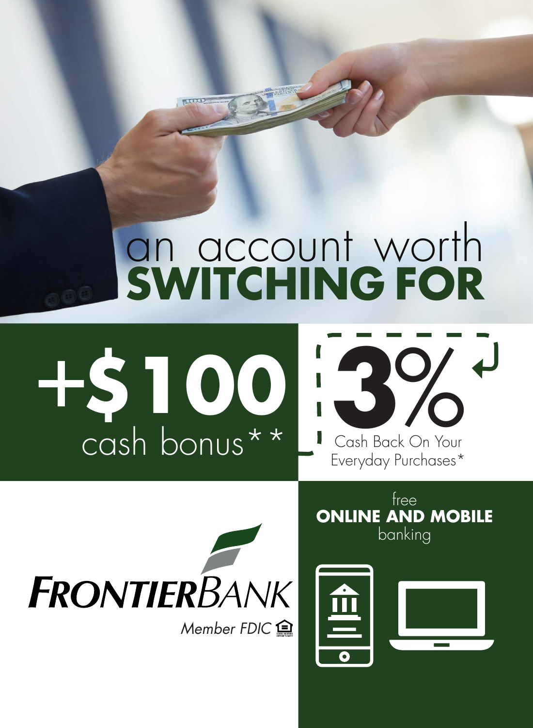# an account worth **SWITCHING FOR**

**+$100**
cash bonus**

**3%**
Cash Back On Your Everyday Purchases*

free
**ONLINE AND MOBILE**
banking

**FRONTIER**BANK
*Member FDIC*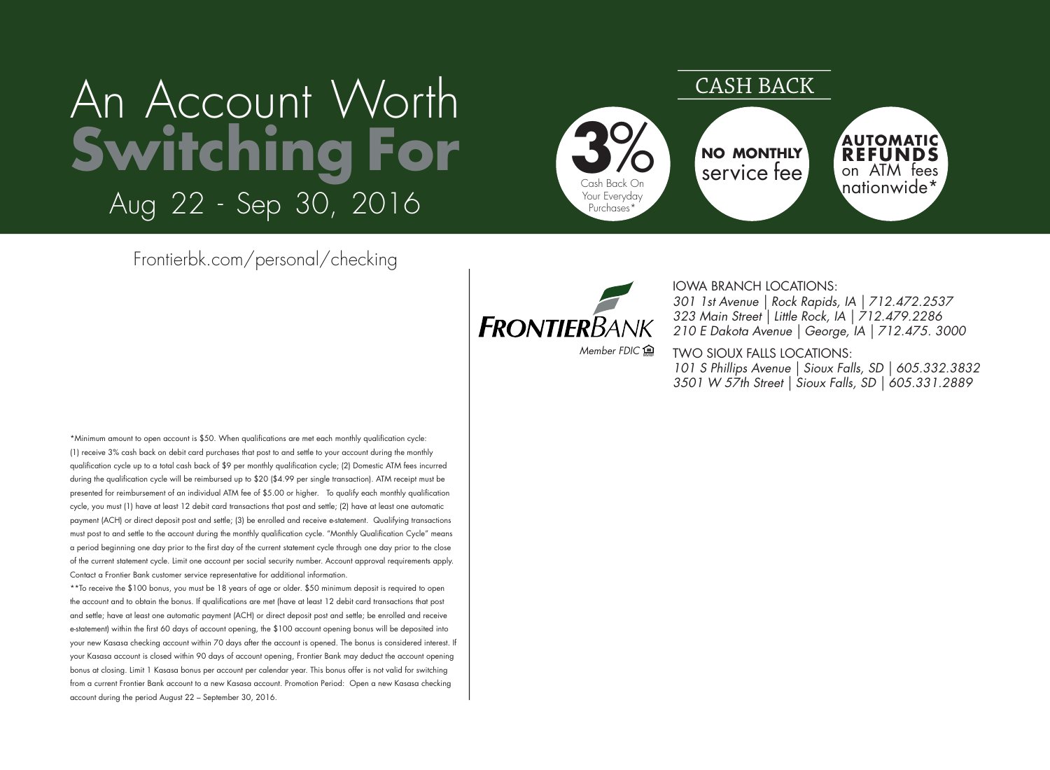# An Account Worth **Switching For**

Aug 22 - Sep 30, 2016

CASH BACK

**3%** Cash Back On Your Everyday Purchases*

**NO MONTHLY** service fee

**AUTOMATIC REFUNDS** on ATM fees nationwide*

Frontierbk.com/personal/checking

**FRONTIERBANK**

*Member FDIC*

IOWA BRANCH LOCATIONS:

*301 1st Avenue | Rock Rapids, IA | 712.472.2537*
*323 Main Street | Little Rock, IA | 712.479.2286*
*210 E Dakota Avenue | George, IA | 712.475. 3000*

TWO SIOUX FALLS LOCATIONS:

*101 S Phillips Avenue | Sioux Falls, SD | 605.332.3832*
*3501 W 57th Street | Sioux Falls, SD | 605.331.2889*

*Minimum amount to open account is $50. When qualifications are met each monthly qualification cycle: (1) receive 3% cash back on debit card purchases that post to and settle to your account during the monthly qualification cycle up to a total cash back of $9 per monthly qualification cycle; (2) Domestic ATM fees incurred during the qualification cycle will be reimbursed up to $20 ($4.99 per single transaction). ATM receipt must be presented for reimbursement of an individual ATM fee of $5.00 or higher. To qualify each monthly qualification cycle, you must (1) have at least 12 debit card transactions that post and settle; (2) have at least one automatic payment (ACH) or direct deposit post and settle; (3) be enrolled and receive e-statement. Qualifying transactions must post to and settle to the account during the monthly qualification cycle. "Monthly Qualification Cycle" means a period beginning one day prior to the first day of the current statement cycle through one day prior to the close of the current statement cycle. Limit one account per social security number. Account approval requirements apply. Contact a Frontier Bank customer service representative for additional information.

**To receive the $100 bonus, you must be 18 years of age or older. $50 minimum deposit is required to open the account and to obtain the bonus. If qualifications are met (have at least 12 debit card transactions that post and settle; have at least one automatic payment (ACH) or direct deposit post and settle; be enrolled and receive e-statement) within the first 60 days of account opening, the $100 account opening bonus will be deposited into your new Kasasa checking account within 70 days after the account is opened. The bonus is considered interest. If your Kasasa account is closed within 90 days of account opening, Frontier Bank may deduct the account opening bonus at closing. Limit 1 Kasasa bonus per account per calendar year. This bonus offer is not valid for switching from a current Frontier Bank account to a new Kasasa account. Promotion Period: Open a new Kasasa checking account during the period August 22 – September 30, 2016.